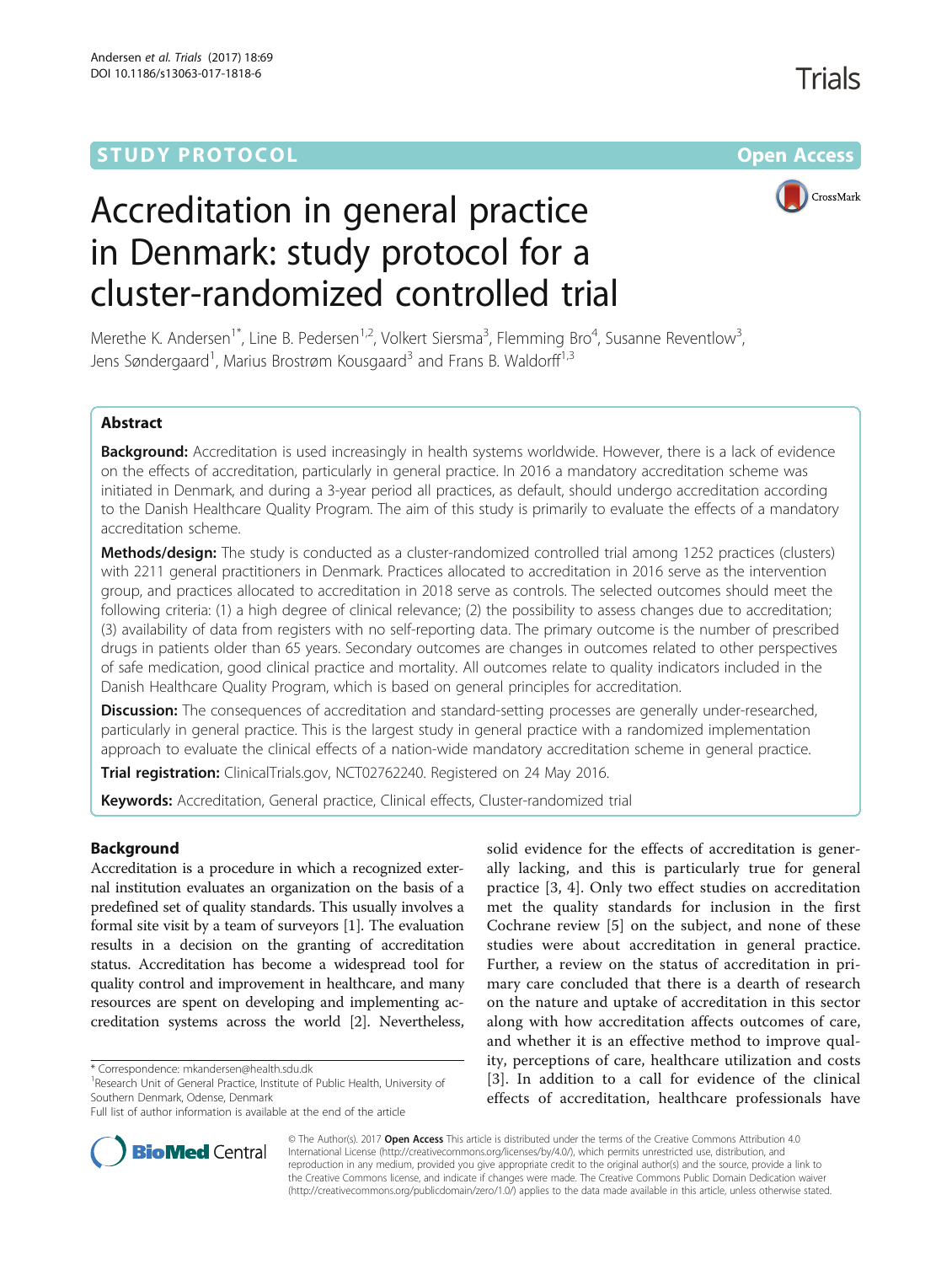STUDY PROTOCOL Open Access

# Accreditation in general practice in Denmark: study protocol for a cluster-randomized controlled trial

Merethe K. Andersen[1*], Line B. Pedersen[1,2], Volkert Siersma[3], Flemming Bro[4], Susanne Reventlow[3], Jens Søndergaard[1], Marius Brostrøm Kousgaard[3] and Frans B. Waldorff[1,3]

## Abstract

**Background:** Accreditation is used increasingly in health systems worldwide. However, there is a lack of evidence on the effects of accreditation, particularly in general practice. In 2016 a mandatory accreditation scheme was initiated in Denmark, and during a 3-year period all practices, as default, should undergo accreditation according to the Danish Healthcare Quality Program. The aim of this study is primarily to evaluate the effects of a mandatory accreditation scheme.

**Methods/design:** The study is conducted as a cluster-randomized controlled trial among 1252 practices (clusters) with 2211 general practitioners in Denmark. Practices allocated to accreditation in 2016 serve as the intervention group, and practices allocated to accreditation in 2018 serve as controls. The selected outcomes should meet the following criteria: (1) a high degree of clinical relevance; (2) the possibility to assess changes due to accreditation; (3) availability of data from registers with no self-reporting data. The primary outcome is the number of prescribed drugs in patients older than 65 years. Secondary outcomes are changes in outcomes related to other perspectives of safe medication, good clinical practice and mortality. All outcomes relate to quality indicators included in the Danish Healthcare Quality Program, which is based on general principles for accreditation.

**Discussion:** The consequences of accreditation and standard-setting processes are generally under-researched, particularly in general practice. This is the largest study in general practice with a randomized implementation approach to evaluate the clinical effects of a nation-wide mandatory accreditation scheme in general practice.

**Trial registration:** ClinicalTrials.gov, NCT02762240. Registered on 24 May 2016.

**Keywords:** Accreditation, General practice, Clinical effects, Cluster-randomized trial

## Background

Accreditation is a procedure in which a recognized external institution evaluates an organization on the basis of a predefined set of quality standards. This usually involves a formal site visit by a team of surveyors [1]. The evaluation results in a decision on the granting of accreditation status. Accreditation has become a widespread tool for quality control and improvement in healthcare, and many resources are spent on developing and implementing accreditation systems across the world [2]. Nevertheless, solid evidence for the effects of accreditation is generally lacking, and this is particularly true for general practice [3, 4]. Only two effect studies on accreditation met the quality standards for inclusion in the first Cochrane review [5] on the subject, and none of these studies were about accreditation in general practice. Further, a review on the status of accreditation in primary care concluded that there is a dearth of research on the nature and uptake of accreditation in this sector along with how accreditation affects outcomes of care, and whether it is an effective method to improve quality, perceptions of care, healthcare utilization and costs [3]. In addition to a call for evidence of the clinical effects of accreditation, healthcare professionals have

\* Correspondence: mkandersen@health.sdu.dk
[1]Research Unit of General Practice, Institute of Public Health, University of Southern Denmark, Odense, Denmark
Full list of author information is available at the end of the article

© The Author(s). 2017 **Open Access** This article is distributed under the terms of the Creative Commons Attribution 4.0 International License (http://creativecommons.org/licenses/by/4.0/), which permits unrestricted use, distribution, and reproduction in any medium, provided you give appropriate credit to the original author(s) and the source, provide a link to the Creative Commons license, and indicate if changes were made. The Creative Commons Public Domain Dedication waiver (http://creativecommons.org/publicdomain/zero/1.0/) applies to the data made available in this article, unless otherwise stated.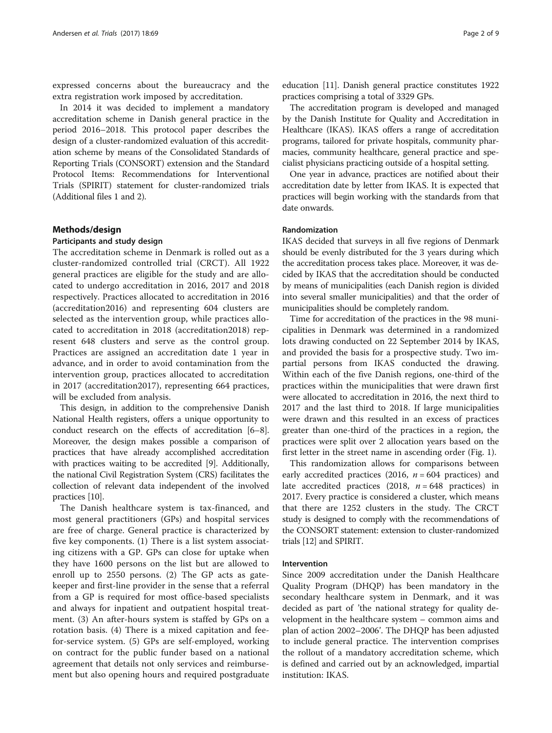expressed concerns about the bureaucracy and the extra registration work imposed by accreditation.

In 2014 it was decided to implement a mandatory accreditation scheme in Danish general practice in the period 2016–2018. This protocol paper describes the design of a cluster-randomized evaluation of this accreditation scheme by means of the Consolidated Standards of Reporting Trials (CONSORT) extension and the Standard Protocol Items: Recommendations for Interventional Trials (SPIRIT) statement for cluster-randomized trials (Additional files 1 and 2).

## Methods/design

### Participants and study design

The accreditation scheme in Denmark is rolled out as a cluster-randomized controlled trial (CRCT). All 1922 general practices are eligible for the study and are allocated to undergo accreditation in 2016, 2017 and 2018 respectively. Practices allocated to accreditation in 2016 (accreditation2016) and representing 604 clusters are selected as the intervention group, while practices allocated to accreditation in 2018 (accreditation2018) represent 648 clusters and serve as the control group. Practices are assigned an accreditation date 1 year in advance, and in order to avoid contamination from the intervention group, practices allocated to accreditation in 2017 (accreditation2017), representing 664 practices, will be excluded from analysis.

This design, in addition to the comprehensive Danish National Health registers, offers a unique opportunity to conduct research on the effects of accreditation [6–8]. Moreover, the design makes possible a comparison of practices that have already accomplished accreditation with practices waiting to be accredited [9]. Additionally, the national Civil Registration System (CRS) facilitates the collection of relevant data independent of the involved practices [10].

The Danish healthcare system is tax-financed, and most general practitioners (GPs) and hospital services are free of charge. General practice is characterized by five key components. (1) There is a list system associating citizens with a GP. GPs can close for uptake when they have 1600 persons on the list but are allowed to enroll up to 2550 persons. (2) The GP acts as gatekeeper and first-line provider in the sense that a referral from a GP is required for most office-based specialists and always for inpatient and outpatient hospital treatment. (3) An after-hours system is staffed by GPs on a rotation basis. (4) There is a mixed capitation and fee-for-service system. (5) GPs are self-employed, working on contract for the public funder based on a national agreement that details not only services and reimbursement but also opening hours and required postgraduate education [11]. Danish general practice constitutes 1922 practices comprising a total of 3329 GPs.

The accreditation program is developed and managed by the Danish Institute for Quality and Accreditation in Healthcare (IKAS). IKAS offers a range of accreditation programs, tailored for private hospitals, community pharmacies, community healthcare, general practice and specialist physicians practicing outside of a hospital setting.

One year in advance, practices are notified about their accreditation date by letter from IKAS. It is expected that practices will begin working with the standards from that date onwards.

### Randomization

IKAS decided that surveys in all five regions of Denmark should be evenly distributed for the 3 years during which the accreditation process takes place. Moreover, it was decided by IKAS that the accreditation should be conducted by means of municipalities (each Danish region is divided into several smaller municipalities) and that the order of municipalities should be completely random.

Time for accreditation of the practices in the 98 municipalities in Denmark was determined in a randomized lots drawing conducted on 22 September 2014 by IKAS, and provided the basis for a prospective study. Two impartial persons from IKAS conducted the drawing. Within each of the five Danish regions, one-third of the practices within the municipalities that were drawn first were allocated to accreditation in 2016, the next third to 2017 and the last third to 2018. If large municipalities were drawn and this resulted in an excess of practices greater than one-third of the practices in a region, the practices were split over 2 allocation years based on the first letter in the street name in ascending order (Fig. 1).

This randomization allows for comparisons between early accredited practices (2016, $n = 604$ practices) and late accredited practices (2018, $n = 648$ practices) in 2017. Every practice is considered a cluster, which means that there are 1252 clusters in the study. The CRCT study is designed to comply with the recommendations of the CONSORT statement: extension to cluster-randomized trials [12] and SPIRIT.

### Intervention

Since 2009 accreditation under the Danish Healthcare Quality Program (DHQP) has been mandatory in the secondary healthcare system in Denmark, and it was decided as part of 'the national strategy for quality development in the healthcare system – common aims and plan of action 2002–2006'. The DHQP has been adjusted to include general practice. The intervention comprises the rollout of a mandatory accreditation scheme, which is defined and carried out by an acknowledged, impartial institution: IKAS.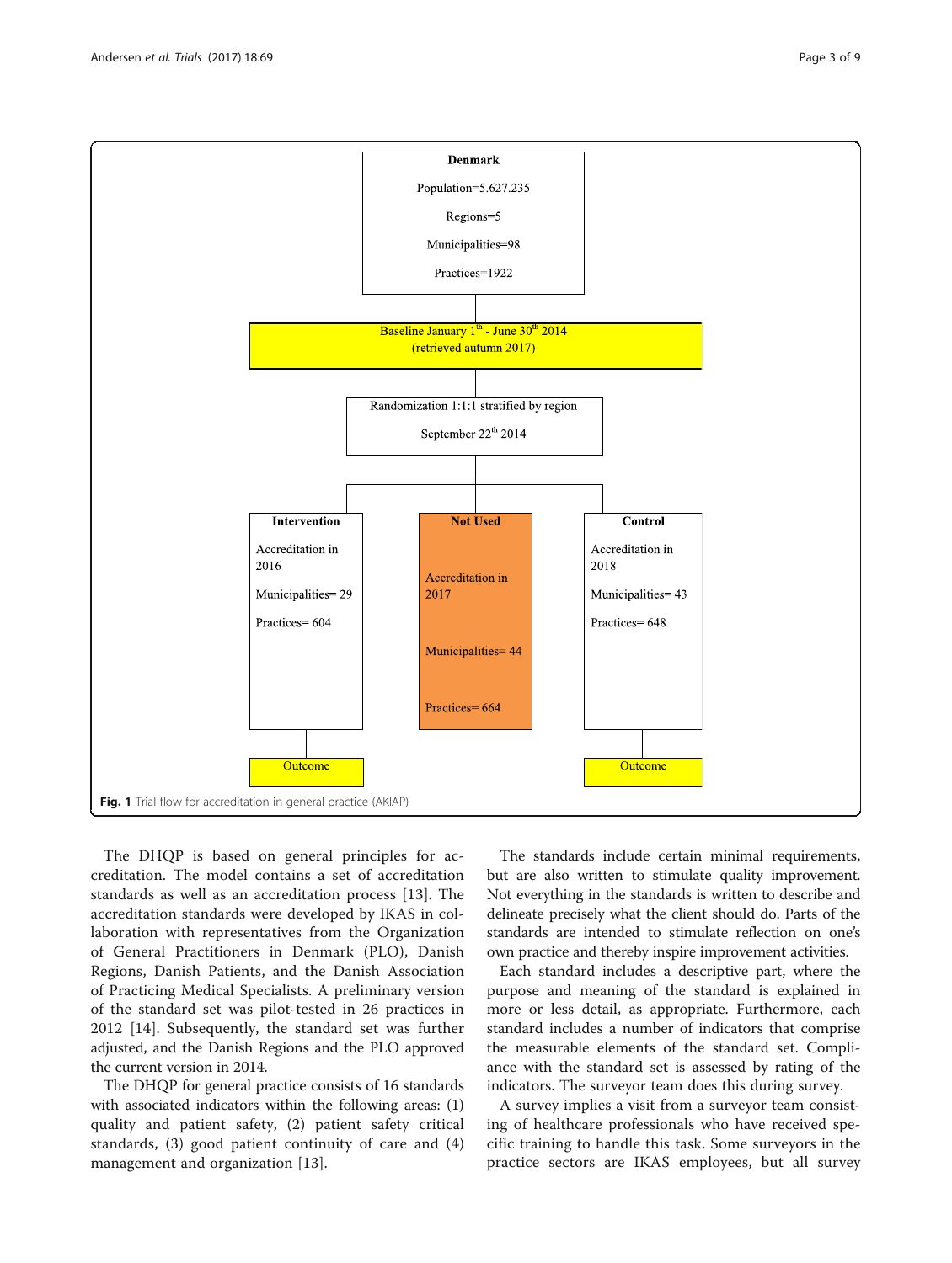Denmark

Population=5.627.235

Regions=5

Municipalities=98

Practices=1922

Baseline January 1[th] - June 30[th] 2014
(retrieved autumn 2017)

Randomization 1:1:1 stratified by region

September 22[th] 2014

| Intervention | Not Used | Control |
|---|---|---|
| Accreditation in 2016 | Accreditation in 2017 | Accreditation in 2018 |
| Municipalities= 29 | Municipalities= 44 | Municipalities= 43 |
| Practices= 604 | Practices= 664 | Practices= 648 |
| Outcome | | Outcome |

**Fig. 1** Trial flow for accreditation in general practice (AKIAP)

The DHQP is based on general principles for accreditation. The model contains a set of accreditation standards as well as an accreditation process [13]. The accreditation standards were developed by IKAS in collaboration with representatives from the Organization of General Practitioners in Denmark (PLO), Danish Regions, Danish Patients, and the Danish Association of Practicing Medical Specialists. A preliminary version of the standard set was pilot-tested in 26 practices in 2012 [14]. Subsequently, the standard set was further adjusted, and the Danish Regions and the PLO approved the current version in 2014.

The DHQP for general practice consists of 16 standards with associated indicators within the following areas: (1) quality and patient safety, (2) patient safety critical standards, (3) good patient continuity of care and (4) management and organization [13].

The standards include certain minimal requirements, but are also written to stimulate quality improvement. Not everything in the standards is written to describe and delineate precisely what the client should do. Parts of the standards are intended to stimulate reflection on one's own practice and thereby inspire improvement activities.

Each standard includes a descriptive part, where the purpose and meaning of the standard is explained in more or less detail, as appropriate. Furthermore, each standard includes a number of indicators that comprise the measurable elements of the standard set. Compliance with the standard set is assessed by rating of the indicators. The surveyor team does this during survey.

A survey implies a visit from a surveyor team consisting of healthcare professionals who have received specific training to handle this task. Some surveyors in the practice sectors are IKAS employees, but all survey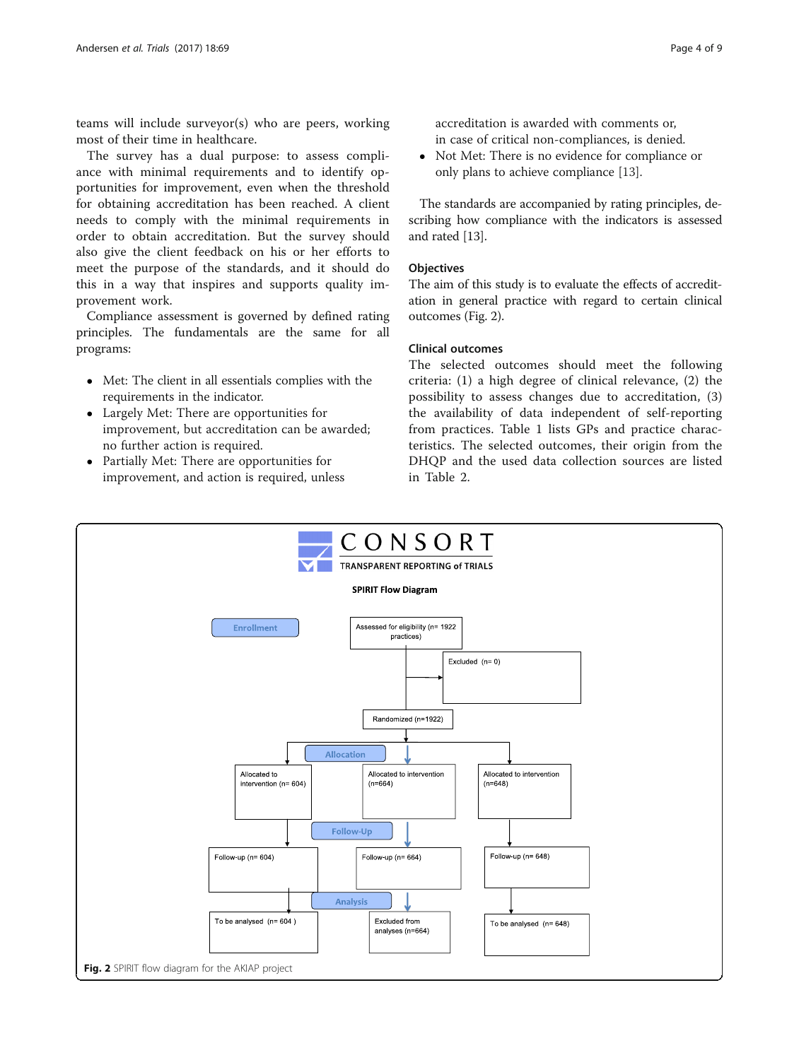teams will include surveyor(s) who are peers, working most of their time in healthcare.

The survey has a dual purpose: to assess compliance with minimal requirements and to identify opportunities for improvement, even when the threshold for obtaining accreditation has been reached. A client needs to comply with the minimal requirements in order to obtain accreditation. But the survey should also give the client feedback on his or her efforts to meet the purpose of the standards, and it should do this in a way that inspires and supports quality improvement work.

Compliance assessment is governed by defined rating principles. The fundamentals are the same for all programs:

- Met: The client in all essentials complies with the requirements in the indicator.
- Largely Met: There are opportunities for improvement, but accreditation can be awarded; no further action is required.
- Partially Met: There are opportunities for improvement, and action is required, unless accreditation is awarded with comments or, in case of critical non-compliances, is denied.
- Not Met: There is no evidence for compliance or only plans to achieve compliance [13].

The standards are accompanied by rating principles, describing how compliance with the indicators is assessed and rated [13].

### Objectives

The aim of this study is to evaluate the effects of accreditation in general practice with regard to certain clinical outcomes (Fig. 2).

### Clinical outcomes

The selected outcomes should meet the following criteria: (1) a high degree of clinical relevance, (2) the possibility to assess changes due to accreditation, (3) the availability of data independent of self-reporting from practices. Table 1 lists GPs and practice characteristics. The selected outcomes, their origin from the DHQP and the used data collection sources are listed in Table 2.

CONSORT
TRANSPARENT REPORTING of TRIALS

SPIRIT Flow Diagram

Enrollment: Assessed for eligibility (n= 1922 practices) → Excluded (n= 0) → Randomized (n=1922)

Allocation: Allocated to intervention (n= 604) | Allocated to intervention (n=664) | Allocated to intervention (n=648)

Follow-Up: Follow-up (n= 604) | Follow-up (n= 664) | Follow-up (n= 648)

Analysis: To be analysed (n= 604 ) | Excluded from analyses (n=664) | To be analysed (n= 648)

**Fig. 2** SPIRIT flow diagram for the AKIAP project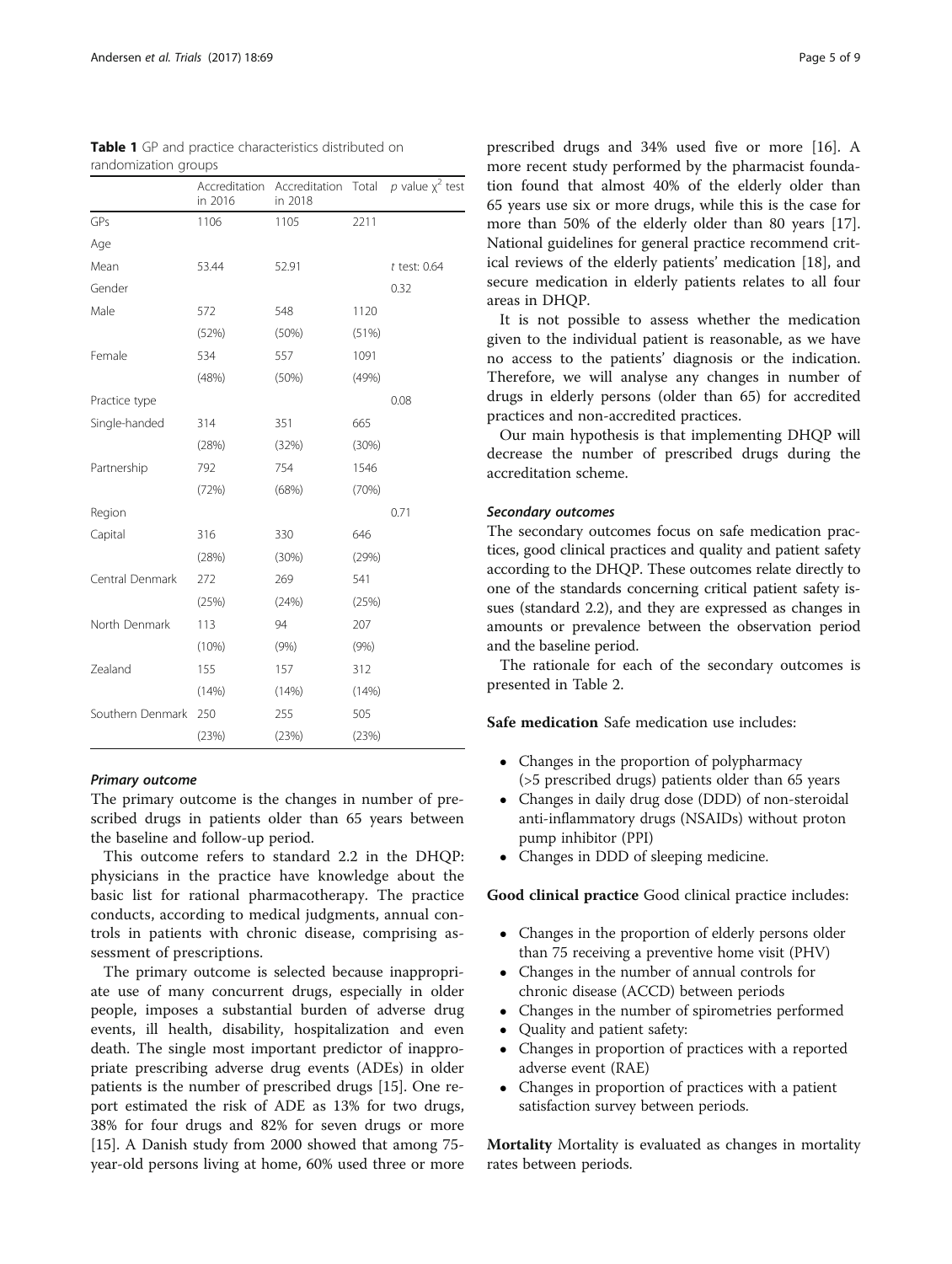**Table 1** GP and practice characteristics distributed on randomization groups

| | Accreditation in 2016 | Accreditation in 2018 | Total | p value $\chi^2$ test |
|---|---|---|---|---|
| GPs | 1106 | 1105 | 2211 | |
| Age | | | | |
| Mean | 53.44 | 52.91 | | t test: 0.64 |
| Gender | | | | 0.32 |
| Male | 572 | 548 | 1120 | |
| | (52%) | (50%) | (51%) | |
| Female | 534 | 557 | 1091 | |
| | (48%) | (50%) | (49%) | |
| Practice type | | | | 0.08 |
| Single-handed | 314 | 351 | 665 | |
| | (28%) | (32%) | (30%) | |
| Partnership | 792 | 754 | 1546 | |
| | (72%) | (68%) | (70%) | |
| Region | | | | 0.71 |
| Capital | 316 | 330 | 646 | |
| | (28%) | (30%) | (29%) | |
| Central Denmark | 272 | 269 | 541 | |
| | (25%) | (24%) | (25%) | |
| North Denmark | 113 | 94 | 207 | |
| | (10%) | (9%) | (9%) | |
| Zealand | 155 | 157 | 312 | |
| | (14%) | (14%) | (14%) | |
| Southern Denmark | 250 | 255 | 505 | |
| | (23%) | (23%) | (23%) | |

#### Primary outcome

The primary outcome is the changes in number of prescribed drugs in patients older than 65 years between the baseline and follow-up period.

This outcome refers to standard 2.2 in the DHQP: physicians in the practice have knowledge about the basic list for rational pharmacotherapy. The practice conducts, according to medical judgments, annual controls in patients with chronic disease, comprising assessment of prescriptions.

The primary outcome is selected because inappropriate use of many concurrent drugs, especially in older people, imposes a substantial burden of adverse drug events, ill health, disability, hospitalization and even death. The single most important predictor of inappropriate prescribing adverse drug events (ADEs) in older patients is the number of prescribed drugs [15]. One report estimated the risk of ADE as 13% for two drugs, 38% for four drugs and 82% for seven drugs or more [15]. A Danish study from 2000 showed that among 75-year-old persons living at home, 60% used three or more prescribed drugs and 34% used five or more [16]. A more recent study performed by the pharmacist foundation found that almost 40% of the elderly older than 65 years use six or more drugs, while this is the case for more than 50% of the elderly older than 80 years [17]. National guidelines for general practice recommend critical reviews of the elderly patients' medication [18], and secure medication in elderly patients relates to all four areas in DHQP.

It is not possible to assess whether the medication given to the individual patient is reasonable, as we have no access to the patients' diagnosis or the indication. Therefore, we will analyse any changes in number of drugs in elderly persons (older than 65) for accredited practices and non-accredited practices.

Our main hypothesis is that implementing DHQP will decrease the number of prescribed drugs during the accreditation scheme.

#### Secondary outcomes

The secondary outcomes focus on safe medication practices, good clinical practices and quality and patient safety according to the DHQP. These outcomes relate directly to one of the standards concerning critical patient safety issues (standard 2.2), and they are expressed as changes in amounts or prevalence between the observation period and the baseline period.

The rationale for each of the secondary outcomes is presented in Table 2.

**Safe medication** Safe medication use includes:

- Changes in the proportion of polypharmacy (>5 prescribed drugs) patients older than 65 years
- Changes in daily drug dose (DDD) of non-steroidal anti-inflammatory drugs (NSAIDs) without proton pump inhibitor (PPI)
- Changes in DDD of sleeping medicine.

**Good clinical practice** Good clinical practice includes:

- Changes in the proportion of elderly persons older than 75 receiving a preventive home visit (PHV)
- Changes in the number of annual controls for chronic disease (ACCD) between periods
- Changes in the number of spirometries performed
- Quality and patient safety:
- Changes in proportion of practices with a reported adverse event (RAE)
- Changes in proportion of practices with a patient satisfaction survey between periods.

**Mortality** Mortality is evaluated as changes in mortality rates between periods.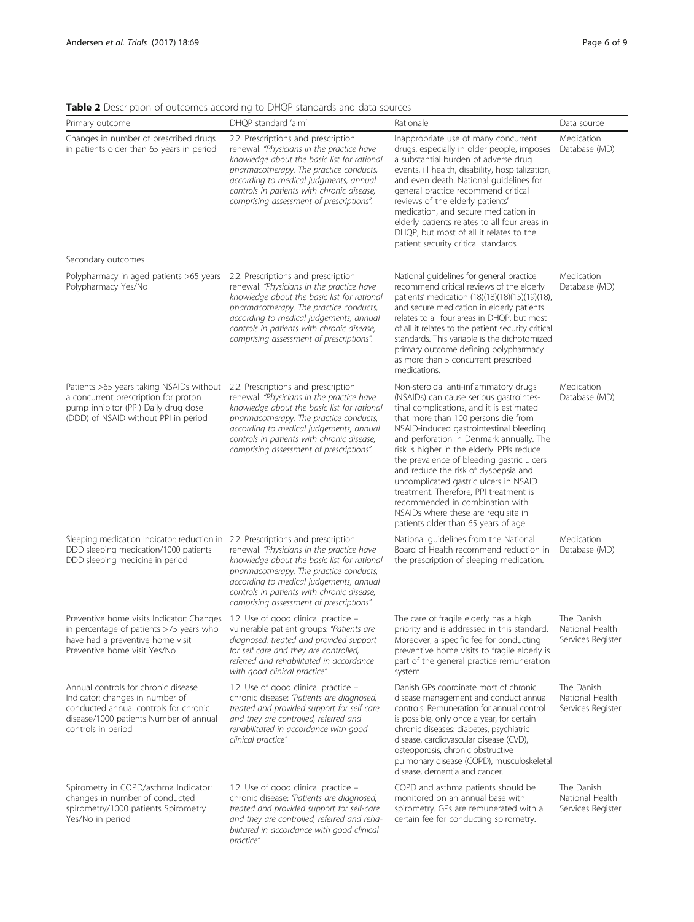**Table 2** Description of outcomes according to DHQP standards and data sources

| Primary outcome | DHQP standard 'aim' | Rationale | Data source |
| --- | --- | --- | --- |
| Changes in number of prescribed drugs in patients older than 65 years in period | 2.2. Prescriptions and prescription renewal: *"Physicians in the practice have knowledge about the basic list for rational pharmacotherapy. The practice conducts, according to medical judgments, annual controls in patients with chronic disease, comprising assessment of prescriptions".* | Inappropriate use of many concurrent drugs, especially in older people, imposes a substantial burden of adverse drug events, ill health, disability, hospitalization, and even death. National guidelines for general practice recommend critical reviews of the elderly patients' medication, and secure medication in elderly patients relates to all four areas in DHQP, but most of all it relates to the patient security critical standards | Medication Database (MD) |
| Secondary outcomes | | | |
| Polypharmacy in aged patients >65 years Polypharmacy Yes/No | 2.2. Prescriptions and prescription renewal: *"Physicians in the practice have knowledge about the basic list for rational pharmacotherapy. The practice conducts, according to medical judgements, annual controls in patients with chronic disease, comprising assessment of prescriptions".* | National guidelines for general practice recommend critical reviews of the elderly patients' medication (18)(18)(18)(15)(19)(18), and secure medication in elderly patients relates to all four areas in DHQP, but most of all it relates to the patient security critical standards. This variable is the dichotomized primary outcome defining polypharmacy as more than 5 concurrent prescribed medications. | Medication Database (MD) |
| Patients >65 years taking NSAIDs without a concurrent prescription for proton pump inhibitor (PPI) Daily drug dose (DDD) of NSAID without PPI in period | 2.2. Prescriptions and prescription renewal: *"Physicians in the practice have knowledge about the basic list for rational pharmacotherapy. The practice conducts, according to medical judgements, annual controls in patients with chronic disease, comprising assessment of prescriptions".* | Non-steroidal anti-inflammatory drugs (NSAIDs) can cause serious gastrointestinal complications, and it is estimated that more than 100 persons die from NSAID-induced gastrointestinal bleeding and perforation in Denmark annually. The risk is higher in the elderly. PPIs reduce the prevalence of bleeding gastric ulcers and reduce the risk of dyspepsia and uncomplicated gastric ulcers in NSAID treatment. Therefore, PPI treatment is recommended in combination with NSAIDs where these are requisite in patients older than 65 years of age. | Medication Database (MD) |
| Sleeping medication Indicator: reduction in DDD sleeping medication/1000 patients DDD sleeping medicine in period | 2.2. Prescriptions and prescription renewal: *"Physicians in the practice have knowledge about the basic list for rational pharmacotherapy. The practice conducts, according to medical judgements, annual controls in patients with chronic disease, comprising assessment of prescriptions".* | National guidelines from the National Board of Health recommend reduction in the prescription of sleeping medication. | Medication Database (MD) |
| Preventive home visits Indicator: Changes in percentage of patients >75 years who have had a preventive home visit Preventive home visit Yes/No | 1.2. Use of good clinical practice – vulnerable patient groups: *"Patients are diagnosed, treated and provided support for self care and they are controlled, referred and rehabilitated in accordance with good clinical practice"* | The care of fragile elderly has a high priority and is addressed in this standard. Moreover, a specific fee for conducting preventive home visits to fragile elderly is part of the general practice remuneration system. | The Danish National Health Services Register |
| Annual controls for chronic disease Indicator: changes in number of conducted annual controls for chronic disease/1000 patients Number of annual controls in period | 1.2. Use of good clinical practice – chronic disease: *"Patients are diagnosed, treated and provided support for self care and they are controlled, referred and rehabilitated in accordance with good clinical practice"* | Danish GPs coordinate most of chronic disease management and conduct annual controls. Remuneration for annual control is possible, only once a year, for certain chronic diseases: diabetes, psychiatric disease, cardiovascular disease (CVD), osteoporosis, chronic obstructive pulmonary disease (COPD), musculoskeletal disease, dementia and cancer. | The Danish National Health Services Register |
| Spirometry in COPD/asthma Indicator: changes in number of conducted spirometry/1000 patients Spirometry Yes/No in period | 1.2. Use of good clinical practice – chronic disease: *"Patients are diagnosed, treated and provided support for self-care and they are controlled, referred and rehabilitated in accordance with good clinical practice"* | COPD and asthma patients should be monitored on an annual base with spirometry. GPs are remunerated with a certain fee for conducting spirometry. | The Danish National Health Services Register |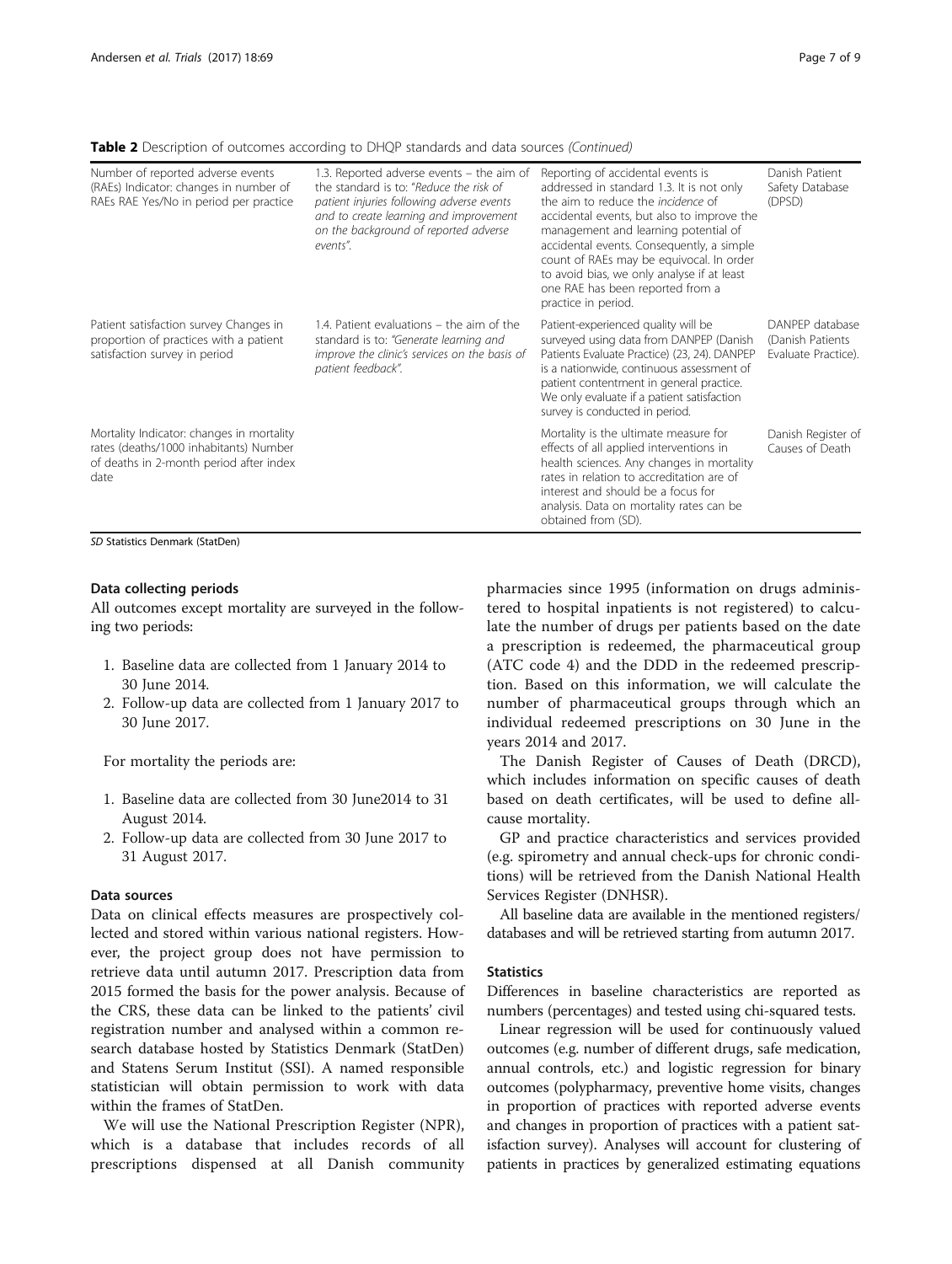**Table 2** Description of outcomes according to DHQP standards and data sources *(Continued)*

| | | | |
|---|---|---|---|
| Number of reported adverse events (RAEs) Indicator: changes in number of RAEs RAE Yes/No in period per practice | 1.3. Reported adverse events – the aim of the standard is to: "*Reduce the risk of patient injuries following adverse events and to create learning and improvement on the background of reported adverse events*". | Reporting of accidental events is addressed in standard 1.3. It is not only the aim to reduce the *incidence* of accidental events, but also to improve the management and learning potential of accidental events. Consequently, a simple count of RAEs may be equivocal. In order to avoid bias, we only analyse if at least one RAE has been reported from a practice in period. | Danish Patient Safety Database (DPSD) |
| Patient satisfaction survey Changes in proportion of practices with a patient satisfaction survey in period | 1.4. Patient evaluations – the aim of the standard is to: *"Generate learning and improve the clinic's services on the basis of patient feedback"*. | Patient-experienced quality will be surveyed using data from DANPEP (Danish Patients Evaluate Practice) (23, 24). DANPEP is a nationwide, continuous assessment of patient contentment in general practice. We only evaluate if a patient satisfaction survey is conducted in period. | DANPEP database (Danish Patients Evaluate Practice). |
| Mortality Indicator: changes in mortality rates (deaths/1000 inhabitants) Number of deaths in 2-month period after index date | | Mortality is the ultimate measure for effects of all applied interventions in health sciences. Any changes in mortality rates in relation to accreditation are of interest and should be a focus for analysis. Data on mortality rates can be obtained from (SD). | Danish Register of Causes of Death |

*SD* Statistics Denmark (StatDen)

#### Data collecting periods

All outcomes except mortality are surveyed in the following two periods:

1. Baseline data are collected from 1 January 2014 to 30 June 2014.
2. Follow-up data are collected from 1 January 2017 to 30 June 2017.

For mortality the periods are:

1. Baseline data are collected from 30 June2014 to 31 August 2014.
2. Follow-up data are collected from 30 June 2017 to 31 August 2017.

#### Data sources

Data on clinical effects measures are prospectively collected and stored within various national registers. However, the project group does not have permission to retrieve data until autumn 2017. Prescription data from 2015 formed the basis for the power analysis. Because of the CRS, these data can be linked to the patients' civil registration number and analysed within a common research database hosted by Statistics Denmark (StatDen) and Statens Serum Institut (SSI). A named responsible statistician will obtain permission to work with data within the frames of StatDen.

We will use the National Prescription Register (NPR), which is a database that includes records of all prescriptions dispensed at all Danish community pharmacies since 1995 (information on drugs administered to hospital inpatients is not registered) to calculate the number of drugs per patients based on the date a prescription is redeemed, the pharmaceutical group (ATC code 4) and the DDD in the redeemed prescription. Based on this information, we will calculate the number of pharmaceutical groups through which an individual redeemed prescriptions on 30 June in the years 2014 and 2017.

The Danish Register of Causes of Death (DRCD), which includes information on specific causes of death based on death certificates, will be used to define all-cause mortality.

GP and practice characteristics and services provided (e.g. spirometry and annual check-ups for chronic conditions) will be retrieved from the Danish National Health Services Register (DNHSR).

All baseline data are available in the mentioned registers/databases and will be retrieved starting from autumn 2017.

#### Statistics

Differences in baseline characteristics are reported as numbers (percentages) and tested using chi-squared tests.

Linear regression will be used for continuously valued outcomes (e.g. number of different drugs, safe medication, annual controls, etc.) and logistic regression for binary outcomes (polypharmacy, preventive home visits, changes in proportion of practices with reported adverse events and changes in proportion of practices with a patient satisfaction survey). Analyses will account for clustering of patients in practices by generalized estimating equations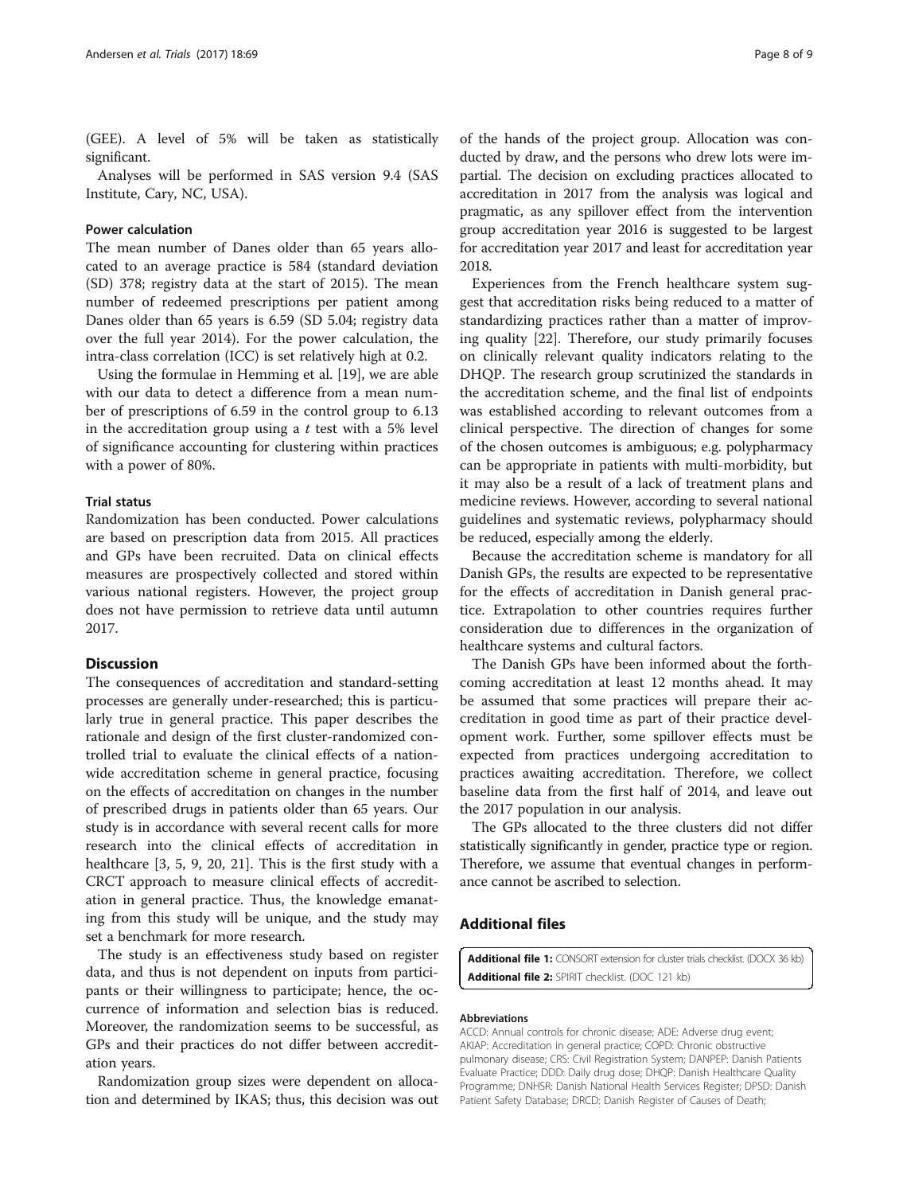(GEE). A level of 5% will be taken as statistically significant.

Analyses will be performed in SAS version 9.4 (SAS Institute, Cary, NC, USA).

#### Power calculation

The mean number of Danes older than 65 years allocated to an average practice is 584 (standard deviation (SD) 378; registry data at the start of 2015). The mean number of redeemed prescriptions per patient among Danes older than 65 years is 6.59 (SD 5.04; registry data over the full year 2014). For the power calculation, the intra-class correlation (ICC) is set relatively high at 0.2.

Using the formulae in Hemming et al. [19], we are able with our data to detect a difference from a mean number of prescriptions of 6.59 in the control group to 6.13 in the accreditation group using a $t$ test with a 5% level of significance accounting for clustering within practices with a power of 80%.

#### Trial status

Randomization has been conducted. Power calculations are based on prescription data from 2015. All practices and GPs have been recruited. Data on clinical effects measures are prospectively collected and stored within various national registers. However, the project group does not have permission to retrieve data until autumn 2017.

## Discussion

The consequences of accreditation and standard-setting processes are generally under-researched; this is particularly true in general practice. This paper describes the rationale and design of the first cluster-randomized controlled trial to evaluate the clinical effects of a nationwide accreditation scheme in general practice, focusing on the effects of accreditation on changes in the number of prescribed drugs in patients older than 65 years. Our study is in accordance with several recent calls for more research into the clinical effects of accreditation in healthcare [3, 5, 9, 20, 21]. This is the first study with a CRCT approach to measure clinical effects of accreditation in general practice. Thus, the knowledge emanating from this study will be unique, and the study may set a benchmark for more research.

The study is an effectiveness study based on register data, and thus is not dependent on inputs from participants or their willingness to participate; hence, the occurrence of information and selection bias is reduced. Moreover, the randomization seems to be successful, as GPs and their practices do not differ between accreditation years.

Randomization group sizes were dependent on allocation and determined by IKAS; thus, this decision was out of the hands of the project group. Allocation was conducted by draw, and the persons who drew lots were impartial. The decision on excluding practices allocated to accreditation in 2017 from the analysis was logical and pragmatic, as any spillover effect from the intervention group accreditation year 2016 is suggested to be largest for accreditation year 2017 and least for accreditation year 2018.

Experiences from the French healthcare system suggest that accreditation risks being reduced to a matter of standardizing practices rather than a matter of improving quality [22]. Therefore, our study primarily focuses on clinically relevant quality indicators relating to the DHQP. The research group scrutinized the standards in the accreditation scheme, and the final list of endpoints was established according to relevant outcomes from a clinical perspective. The direction of changes for some of the chosen outcomes is ambiguous; e.g. polypharmacy can be appropriate in patients with multi-morbidity, but it may also be a result of a lack of treatment plans and medicine reviews. However, according to several national guidelines and systematic reviews, polypharmacy should be reduced, especially among the elderly.

Because the accreditation scheme is mandatory for all Danish GPs, the results are expected to be representative for the effects of accreditation in Danish general practice. Extrapolation to other countries requires further consideration due to differences in the organization of healthcare systems and cultural factors.

The Danish GPs have been informed about the forthcoming accreditation at least 12 months ahead. It may be assumed that some practices will prepare their accreditation in good time as part of their practice development work. Further, some spillover effects must be expected from practices undergoing accreditation to practices awaiting accreditation. Therefore, we collect baseline data from the first half of 2014, and leave out the 2017 population in our analysis.

The GPs allocated to the three clusters did not differ statistically significantly in gender, practice type or region. Therefore, we assume that eventual changes in performance cannot be ascribed to selection.

## Additional files

**Additional file 1:** CONSORT extension for cluster trials checklist. (DOCX 36 kb)
**Additional file 2:** SPIRIT checklist. (DOC 121 kb)

#### Abbreviations

ACCD: Annual controls for chronic disease; ADE: Adverse drug event; AKIAP: Accreditation in general practice; COPD: Chronic obstructive pulmonary disease; CRS: Civil Registration System; DANPEP: Danish Patients Evaluate Practice; DDD: Daily drug dose; DHQP: Danish Healthcare Quality Programme; DNHSR: Danish National Health Services Register; DPSD: Danish Patient Safety Database; DRCD: Danish Register of Causes of Death;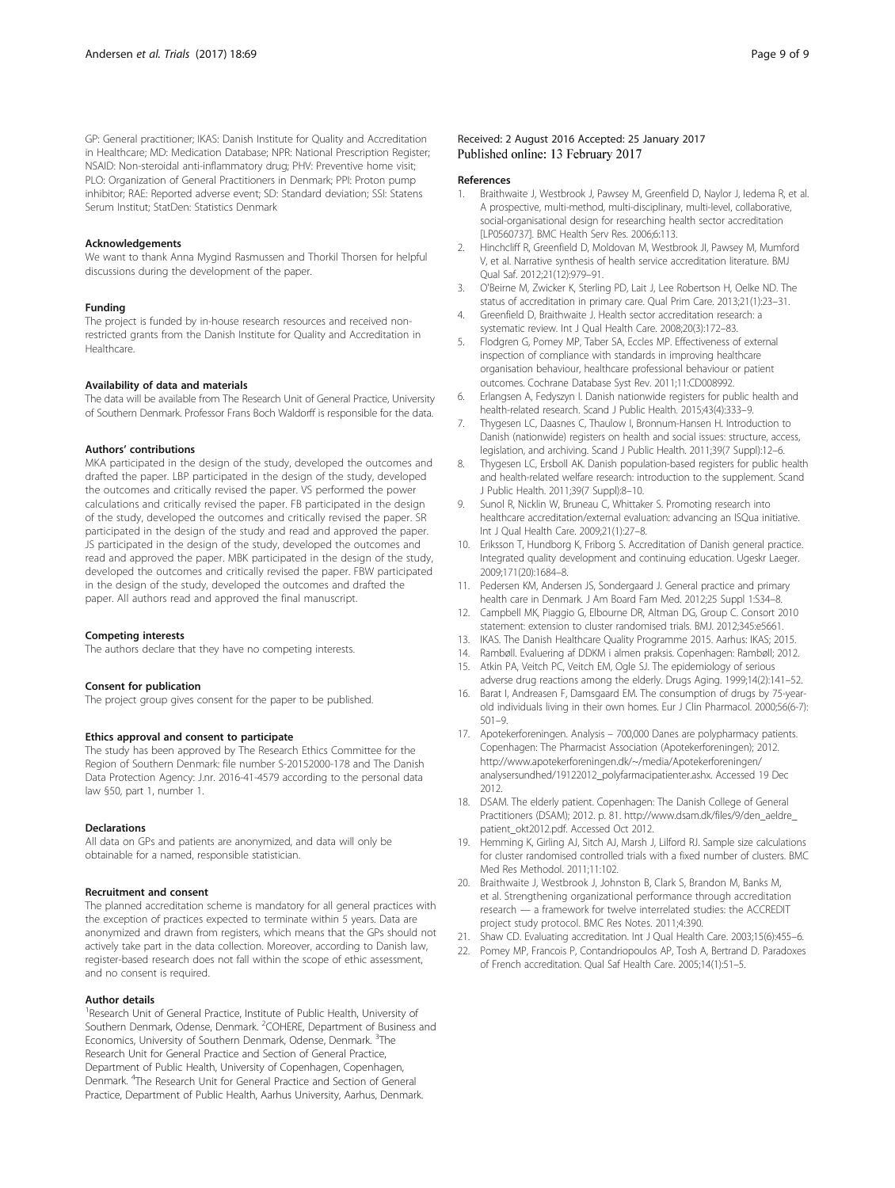GP: General practitioner; IKAS: Danish Institute for Quality and Accreditation in Healthcare; MD: Medication Database; NPR: National Prescription Register; NSAID: Non-steroidal anti-inflammatory drug; PHV: Preventive home visit; PLO: Organization of General Practitioners in Denmark; PPI: Proton pump inhibitor; RAE: Reported adverse event; SD: Standard deviation; SSI: Statens Serum Institut; StatDen: Statistics Denmark

#### Acknowledgements

We want to thank Anna Mygind Rasmussen and Thorkil Thorsen for helpful discussions during the development of the paper.

#### Funding

The project is funded by in-house research resources and received non-restricted grants from the Danish Institute for Quality and Accreditation in Healthcare.

#### Availability of data and materials

The data will be available from The Research Unit of General Practice, University of Southern Denmark. Professor Frans Boch Waldorff is responsible for the data.

#### Authors' contributions

MKA participated in the design of the study, developed the outcomes and drafted the paper. LBP participated in the design of the study, developed the outcomes and critically revised the paper. VS performed the power calculations and critically revised the paper. FB participated in the design of the study, developed the outcomes and critically revised the paper. SR participated in the design of the study and read and approved the paper. JS participated in the design of the study, developed the outcomes and read and approved the paper. MBK participated in the design of the study, developed the outcomes and critically revised the paper. FBW participated in the design of the study, developed the outcomes and drafted the paper. All authors read and approved the final manuscript.

#### Competing interests

The authors declare that they have no competing interests.

#### Consent for publication

The project group gives consent for the paper to be published.

#### Ethics approval and consent to participate

The study has been approved by The Research Ethics Committee for the Region of Southern Denmark: file number S-20152000-178 and The Danish Data Protection Agency: J.nr. 2016-41-4579 according to the personal data law §50, part 1, number 1.

#### Declarations

All data on GPs and patients are anonymized, and data will only be obtainable for a named, responsible statistician.

#### Recruitment and consent

The planned accreditation scheme is mandatory for all general practices with the exception of practices expected to terminate within 5 years. Data are anonymized and drawn from registers, which means that the GPs should not actively take part in the data collection. Moreover, according to Danish law, register-based research does not fall within the scope of ethic assessment, and no consent is required.

#### Author details

[1]Research Unit of General Practice, Institute of Public Health, University of Southern Denmark, Odense, Denmark. [2]COHERE, Department of Business and Economics, University of Southern Denmark, Odense, Denmark. [3]The Research Unit for General Practice and Section of General Practice, Department of Public Health, University of Copenhagen, Copenhagen, Denmark. [4]The Research Unit for General Practice and Section of General Practice, Department of Public Health, Aarhus University, Aarhus, Denmark.

Received: 2 August 2016 Accepted: 25 January 2017
Published online: 13 February 2017

#### References

1. Braithwaite J, Westbrook J, Pawsey M, Greenfield D, Naylor J, Iedema R, et al. A prospective, multi-method, multi-disciplinary, multi-level, collaborative, social-organisational design for researching health sector accreditation [LP0560737]. BMC Health Serv Res. 2006;6:113.
2. Hinchcliff R, Greenfield D, Moldovan M, Westbrook JI, Pawsey M, Mumford V, et al. Narrative synthesis of health service accreditation literature. BMJ Qual Saf. 2012;21(12):979–91.
3. O'Beirne M, Zwicker K, Sterling PD, Lait J, Lee Robertson H, Oelke ND. The status of accreditation in primary care. Qual Prim Care. 2013;21(1):23–31.
4. Greenfield D, Braithwaite J. Health sector accreditation research: a systematic review. Int J Qual Health Care. 2008;20(3):172–83.
5. Flodgren G, Pomey MP, Taber SA, Eccles MP. Effectiveness of external inspection of compliance with standards in improving healthcare organisation behaviour, healthcare professional behaviour or patient outcomes. Cochrane Database Syst Rev. 2011;11:CD008992.
6. Erlangsen A, Fedyszyn I. Danish nationwide registers for public health and health-related research. Scand J Public Health. 2015;43(4):333–9.
7. Thygesen LC, Daasnes C, Thaulow I, Bronnum-Hansen H. Introduction to Danish (nationwide) registers on health and social issues: structure, access, legislation, and archiving. Scand J Public Health. 2011;39(7 Suppl):12–6.
8. Thygesen LC, Ersboll AK. Danish population-based registers for public health and health-related welfare research: introduction to the supplement. Scand J Public Health. 2011;39(7 Suppl):8–10.
9. Sunol R, Nicklin W, Bruneau C, Whittaker S. Promoting research into healthcare accreditation/external evaluation: advancing an ISQua initiative. Int J Qual Health Care. 2009;21(1):27–8.
10. Eriksson T, Hundborg K, Friborg S. Accreditation of Danish general practice. Integrated quality development and continuing education. Ugeskr Laeger. 2009;171(20):1684–8.
11. Pedersen KM, Andersen JS, Sondergaard J. General practice and primary health care in Denmark. J Am Board Fam Med. 2012;25 Suppl 1:S34–8.
12. Campbell MK, Piaggio G, Elbourne DR, Altman DG, Group C. Consort 2010 statement: extension to cluster randomised trials. BMJ. 2012;345:e5661.
13. IKAS. The Danish Healthcare Quality Programme 2015. Aarhus: IKAS; 2015.
14. Rambøll. Evaluering af DDKM i almen praksis. Copenhagen: Rambøll; 2012.
15. Atkin PA, Veitch PC, Veitch EM, Ogle SJ. The epidemiology of serious adverse drug reactions among the elderly. Drugs Aging. 1999;14(2):141–52.
16. Barat I, Andreasen F, Damsgaard EM. The consumption of drugs by 75-year-old individuals living in their own homes. Eur J Clin Pharmacol. 2000;56(6-7):501–9.
17. Apotekerforeningen. Analysis – 700,000 Danes are polypharmacy patients. Copenhagen: The Pharmacist Association (Apotekerforeningen); 2012. http://www.apotekerforeningen.dk/~/media/Apotekerforeningen/analysersundhed/19122012_polyfarmacipatienter.ashx. Accessed 19 Dec 2012.
18. DSAM. The elderly patient. Copenhagen: The Danish College of General Practitioners (DSAM); 2012. p. 81. http://www.dsam.dk/files/9/den_aeldre_patient_okt2012.pdf. Accessed Oct 2012.
19. Hemming K, Girling AJ, Sitch AJ, Marsh J, Lilford RJ. Sample size calculations for cluster randomised controlled trials with a fixed number of clusters. BMC Med Res Methodol. 2011;11:102.
20. Braithwaite J, Westbrook J, Johnston B, Clark S, Brandon M, Banks M, et al. Strengthening organizational performance through accreditation research — a framework for twelve interrelated studies: the ACCREDIT project study protocol. BMC Res Notes. 2011;4:390.
21. Shaw CD. Evaluating accreditation. Int J Qual Health Care. 2003;15(6):455–6.
22. Pomey MP, Francois P, Contandriopoulos AP, Tosh A, Bertrand D. Paradoxes of French accreditation. Qual Saf Health Care. 2005;14(1):51–5.